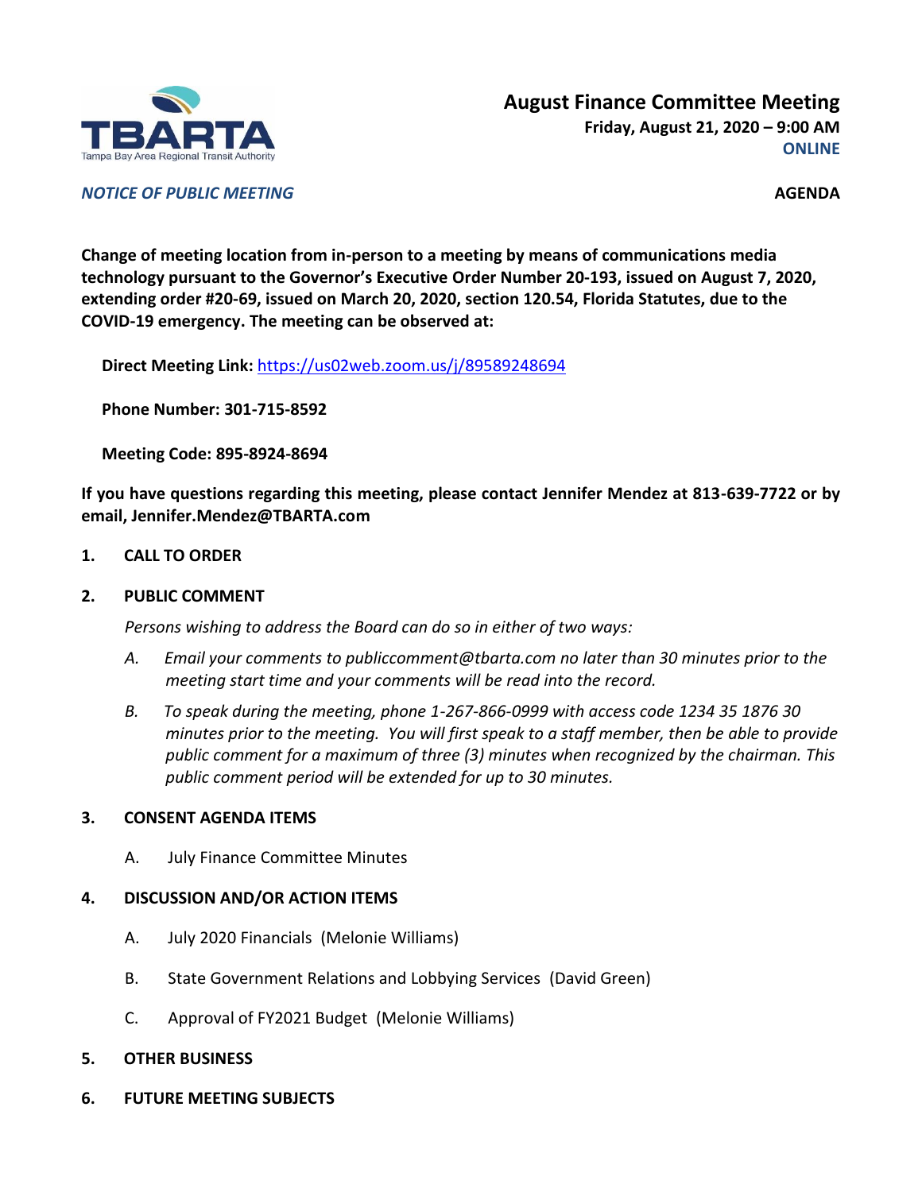**TBARTA**
Tampa Bay Area Regional Transit Authority

# August Finance Committee Meeting

**Friday, August 21, 2020 – 9:00 AM**
**ONLINE**

***NOTICE OF PUBLIC MEETING***

**AGENDA**

**Change of meeting location from in-person to a meeting by means of communications media technology pursuant to the Governor's Executive Order Number 20-193, issued on August 7, 2020, extending order #20-69, issued on March 20, 2020, section 120.54, Florida Statutes, due to the COVID-19 emergency. The meeting can be observed at:**

**Direct Meeting Link:** https://us02web.zoom.us/j/89589248694

**Phone Number: 301-715-8592**

**Meeting Code: 895-8924-8694**

**If you have questions regarding this meeting, please contact Jennifer Mendez at 813-639-7722 or by email, Jennifer.Mendez@TBARTA.com**

1. **CALL TO ORDER**

2. **PUBLIC COMMENT**

   *Persons wishing to address the Board can do so in either of two ways:*

   *A. Email your comments to publiccomment@tbarta.com no later than 30 minutes prior to the meeting start time and your comments will be read into the record.*

   *B. To speak during the meeting, phone 1-267-866-0999 with access code 1234 35 1876 30 minutes prior to the meeting. You will first speak to a staff member, then be able to provide public comment for a maximum of three (3) minutes when recognized by the chairman. This public comment period will be extended for up to 30 minutes.*

3. **CONSENT AGENDA ITEMS**

   A. July Finance Committee Minutes

4. **DISCUSSION AND/OR ACTION ITEMS**

   A. July 2020 Financials (Melonie Williams)

   B. State Government Relations and Lobbying Services (David Green)

   C. Approval of FY2021 Budget (Melonie Williams)

5. **OTHER BUSINESS**

6. **FUTURE MEETING SUBJECTS**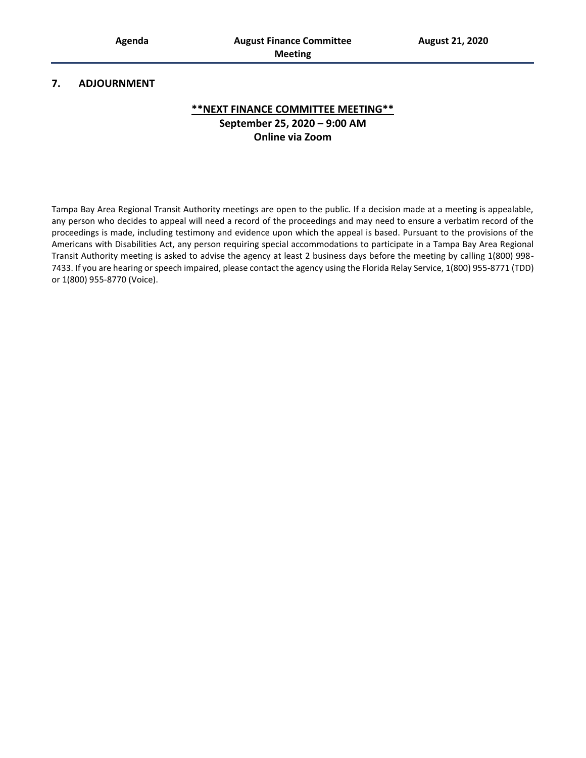## 7. ADJOURNMENT

**NEXT FINANCE COMMITTEE MEETING**

**September 25, 2020 – 9:00 AM**

**Online via Zoom**

Tampa Bay Area Regional Transit Authority meetings are open to the public. If a decision made at a meeting is appealable, any person who decides to appeal will need a record of the proceedings and may need to ensure a verbatim record of the proceedings is made, including testimony and evidence upon which the appeal is based. Pursuant to the provisions of the Americans with Disabilities Act, any person requiring special accommodations to participate in a Tampa Bay Area Regional Transit Authority meeting is asked to advise the agency at least 2 business days before the meeting by calling 1(800) 998-7433. If you are hearing or speech impaired, please contact the agency using the Florida Relay Service, 1(800) 955-8771 (TDD) or 1(800) 955-8770 (Voice).